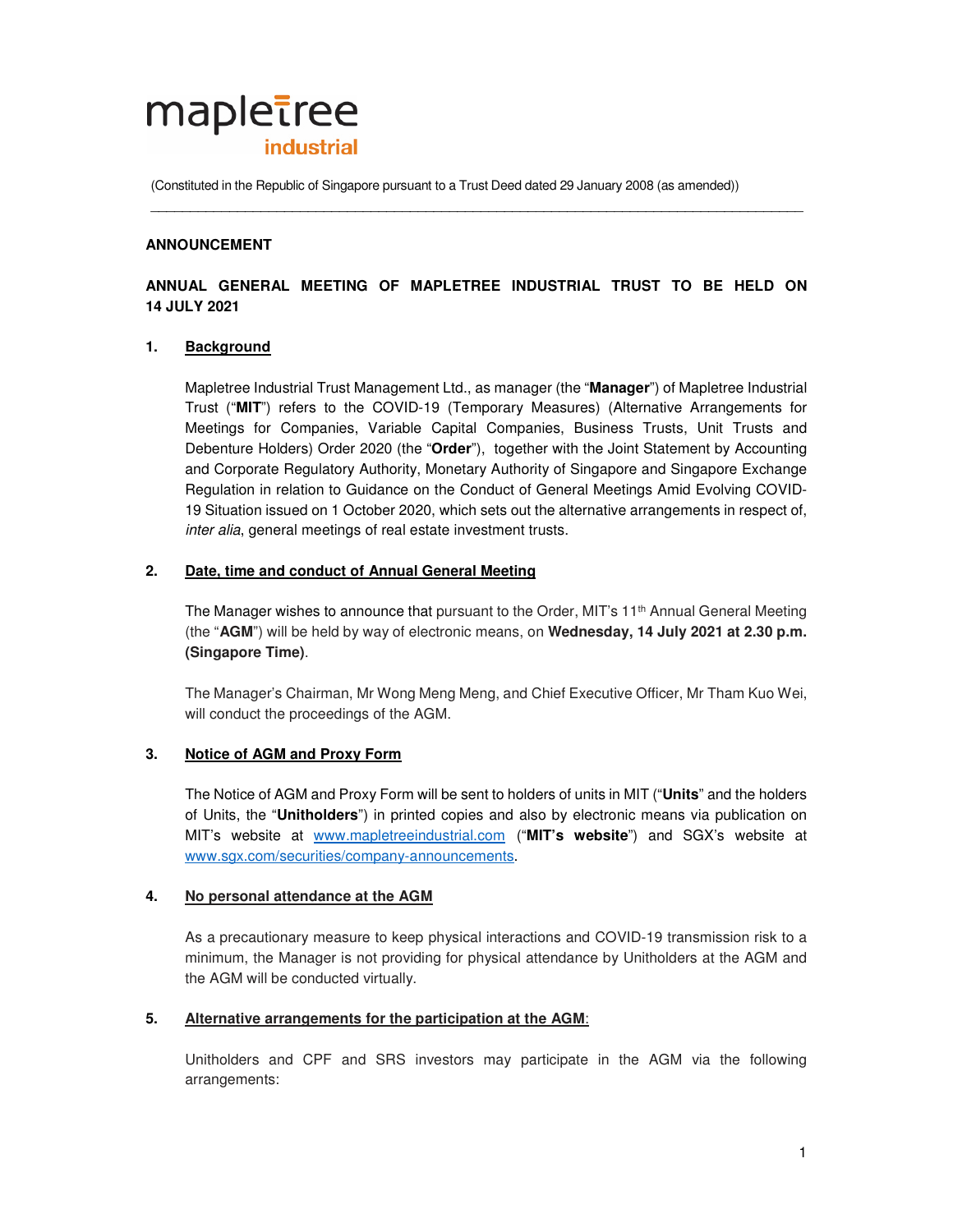mapletree
industrial

(Constituted in the Republic of Singapore pursuant to a Trust Deed dated 29 January 2008 (as amended))

**ANNOUNCEMENT**

**ANNUAL GENERAL MEETING OF MAPLETREE INDUSTRIAL TRUST TO BE HELD ON 14 JULY 2021**

## 1. Background

Mapletree Industrial Trust Management Ltd., as manager (the "**Manager**") of Mapletree Industrial Trust ("**MIT**") refers to the COVID-19 (Temporary Measures) (Alternative Arrangements for Meetings for Companies, Variable Capital Companies, Business Trusts, Unit Trusts and Debenture Holders) Order 2020 (the "**Order**"), together with the Joint Statement by Accounting and Corporate Regulatory Authority, Monetary Authority of Singapore and Singapore Exchange Regulation in relation to Guidance on the Conduct of General Meetings Amid Evolving COVID-19 Situation issued on 1 October 2020, which sets out the alternative arrangements in respect of, *inter alia*, general meetings of real estate investment trusts.

## 2. Date, time and conduct of Annual General Meeting

The Manager wishes to announce that pursuant to the Order, MIT's 11th Annual General Meeting (the "**AGM**") will be held by way of electronic means, on **Wednesday, 14 July 2021 at 2.30 p.m. (Singapore Time)**.

The Manager's Chairman, Mr Wong Meng Meng, and Chief Executive Officer, Mr Tham Kuo Wei, will conduct the proceedings of the AGM.

## 3. Notice of AGM and Proxy Form

The Notice of AGM and Proxy Form will be sent to holders of units in MIT ("**Units**" and the holders of Units, the "**Unitholders**") in printed copies and also by electronic means via publication on MIT's website at www.mapletreeindustrial.com ("**MIT's website**") and SGX's website at www.sgx.com/securities/company-announcements.

## 4. No personal attendance at the AGM

As a precautionary measure to keep physical interactions and COVID-19 transmission risk to a minimum, the Manager is not providing for physical attendance by Unitholders at the AGM and the AGM will be conducted virtually.

## 5. Alternative arrangements for the participation at the AGM:

Unitholders and CPF and SRS investors may participate in the AGM via the following arrangements: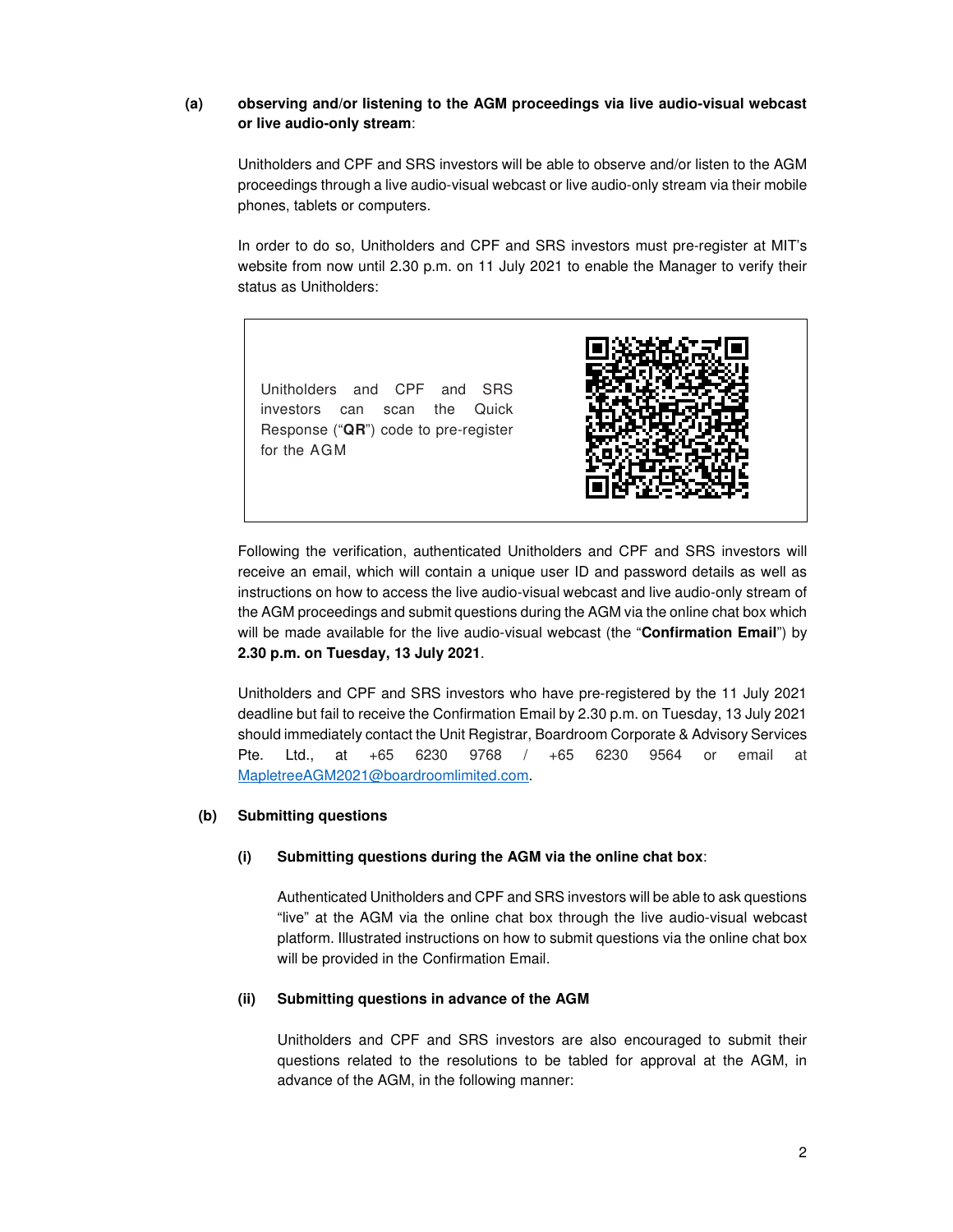**(a) observing and/or listening to the AGM proceedings via live audio-visual webcast or live audio-only stream**:

Unitholders and CPF and SRS investors will be able to observe and/or listen to the AGM proceedings through a live audio-visual webcast or live audio-only stream via their mobile phones, tablets or computers.

In order to do so, Unitholders and CPF and SRS investors must pre-register at MIT's website from now until 2.30 p.m. on 11 July 2021 to enable the Manager to verify their status as Unitholders:

| Unitholders and CPF and SRS investors can scan the Quick Response ("**QR**") code to pre-register for the AGM | |
|---|---|

Following the verification, authenticated Unitholders and CPF and SRS investors will receive an email, which will contain a unique user ID and password details as well as instructions on how to access the live audio-visual webcast and live audio-only stream of the AGM proceedings and submit questions during the AGM via the online chat box which will be made available for the live audio-visual webcast (the "**Confirmation Email**") by **2.30 p.m. on Tuesday, 13 July 2021**.

Unitholders and CPF and SRS investors who have pre-registered by the 11 July 2021 deadline but fail to receive the Confirmation Email by 2.30 p.m. on Tuesday, 13 July 2021 should immediately contact the Unit Registrar, Boardroom Corporate & Advisory Services Pte. Ltd., at +65 6230 9768 / +65 6230 9564 or email at MapletreeAGM2021@boardroomlimited.com.

**(b) Submitting questions**

**(i) Submitting questions during the AGM via the online chat box**:

Authenticated Unitholders and CPF and SRS investors will be able to ask questions "live" at the AGM via the online chat box through the live audio-visual webcast platform. Illustrated instructions on how to submit questions via the online chat box will be provided in the Confirmation Email.

**(ii) Submitting questions in advance of the AGM**

Unitholders and CPF and SRS investors are also encouraged to submit their questions related to the resolutions to be tabled for approval at the AGM, in advance of the AGM, in the following manner: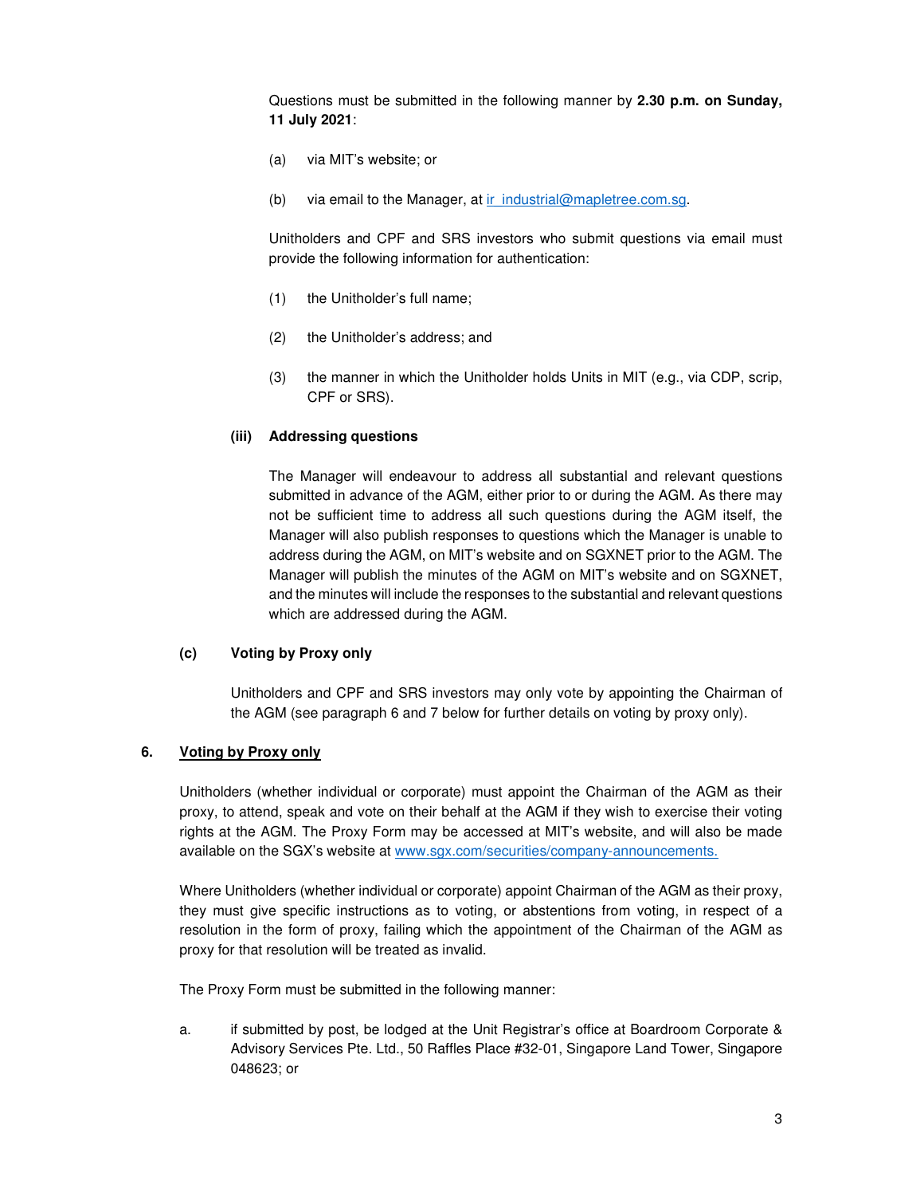Questions must be submitted in the following manner by **2.30 p.m. on Sunday, 11 July 2021**:

(a) via MIT's website; or

(b) via email to the Manager, at ir_industrial@mapletree.com.sg.

Unitholders and CPF and SRS investors who submit questions via email must provide the following information for authentication:

(1) the Unitholder's full name;

(2) the Unitholder's address; and

(3) the manner in which the Unitholder holds Units in MIT (e.g., via CDP, scrip, CPF or SRS).

**(iii) Addressing questions**

The Manager will endeavour to address all substantial and relevant questions submitted in advance of the AGM, either prior to or during the AGM. As there may not be sufficient time to address all such questions during the AGM itself, the Manager will also publish responses to questions which the Manager is unable to address during the AGM, on MIT's website and on SGXNET prior to the AGM. The Manager will publish the minutes of the AGM on MIT's website and on SGXNET, and the minutes will include the responses to the substantial and relevant questions which are addressed during the AGM.

**(c) Voting by Proxy only**

Unitholders and CPF and SRS investors may only vote by appointing the Chairman of the AGM (see paragraph 6 and 7 below for further details on voting by proxy only).

## 6. Voting by Proxy only

Unitholders (whether individual or corporate) must appoint the Chairman of the AGM as their proxy, to attend, speak and vote on their behalf at the AGM if they wish to exercise their voting rights at the AGM. The Proxy Form may be accessed at MIT's website, and will also be made available on the SGX's website at www.sgx.com/securities/company-announcements.

Where Unitholders (whether individual or corporate) appoint Chairman of the AGM as their proxy, they must give specific instructions as to voting, or abstentions from voting, in respect of a resolution in the form of proxy, failing which the appointment of the Chairman of the AGM as proxy for that resolution will be treated as invalid.

The Proxy Form must be submitted in the following manner:

a. if submitted by post, be lodged at the Unit Registrar's office at Boardroom Corporate & Advisory Services Pte. Ltd., 50 Raffles Place #32-01, Singapore Land Tower, Singapore 048623; or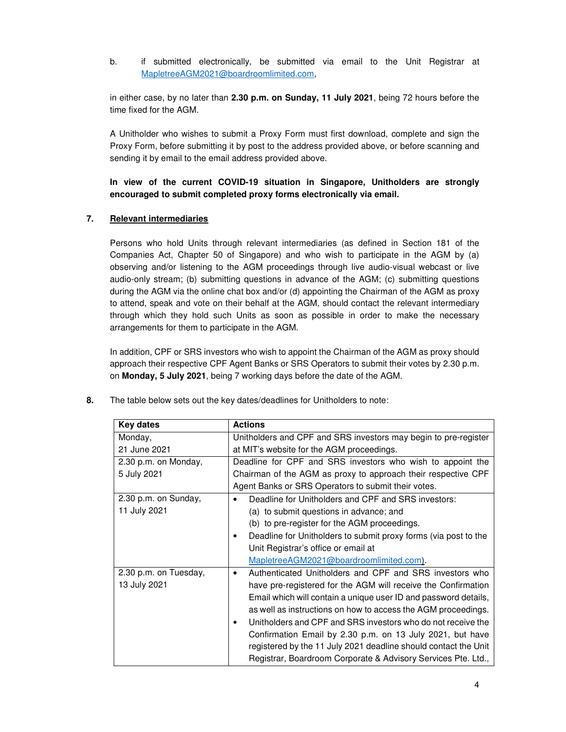b. if submitted electronically, be submitted via email to the Unit Registrar at MapletreeAGM2021@boardroomlimited.com,

in either case, by no later than **2.30 p.m. on Sunday, 11 July 2021**, being 72 hours before the time fixed for the AGM.

A Unitholder who wishes to submit a Proxy Form must first download, complete and sign the Proxy Form, before submitting it by post to the address provided above, or before scanning and sending it by email to the email address provided above.

**In view of the current COVID-19 situation in Singapore, Unitholders are strongly encouraged to submit completed proxy forms electronically via email.**

**7. Relevant intermediaries**

Persons who hold Units through relevant intermediaries (as defined in Section 181 of the Companies Act, Chapter 50 of Singapore) and who wish to participate in the AGM by (a) observing and/or listening to the AGM proceedings through live audio-visual webcast or live audio-only stream; (b) submitting questions in advance of the AGM; (c) submitting questions during the AGM via the online chat box and/or (d) appointing the Chairman of the AGM as proxy to attend, speak and vote on their behalf at the AGM, should contact the relevant intermediary through which they hold such Units as soon as possible in order to make the necessary arrangements for them to participate in the AGM.

In addition, CPF or SRS investors who wish to appoint the Chairman of the AGM as proxy should approach their respective CPF Agent Banks or SRS Operators to submit their votes by 2.30 p.m. on **Monday, 5 July 2021**, being 7 working days before the date of the AGM.

**8.** The table below sets out the key dates/deadlines for Unitholders to note:

| Key dates | Actions |
|---|---|
| Monday, 21 June 2021 | Unitholders and CPF and SRS investors may begin to pre-register at MIT's website for the AGM proceedings. |
| 2.30 p.m. on Monday, 5 July 2021 | Deadline for CPF and SRS investors who wish to appoint the Chairman of the AGM as proxy to approach their respective CPF Agent Banks or SRS Operators to submit their votes. |
| 2.30 p.m. on Sunday, 11 July 2021 | • Deadline for Unitholders and CPF and SRS investors: (a) to submit questions in advance; and (b) to pre-register for the AGM proceedings.<br>• Deadline for Unitholders to submit proxy forms (via post to the Unit Registrar's office or email at MapletreeAGM2021@boardroomlimited.com). |
| 2.30 p.m. on Tuesday, 13 July 2021 | • Authenticated Unitholders and CPF and SRS investors who have pre-registered for the AGM will receive the Confirmation Email which will contain a unique user ID and password details, as well as instructions on how to access the AGM proceedings.<br>• Unitholders and CPF and SRS investors who do not receive the Confirmation Email by 2.30 p.m. on 13 July 2021, but have registered by the 11 July 2021 deadline should contact the Unit Registrar, Boardroom Corporate & Advisory Services Pte. Ltd., |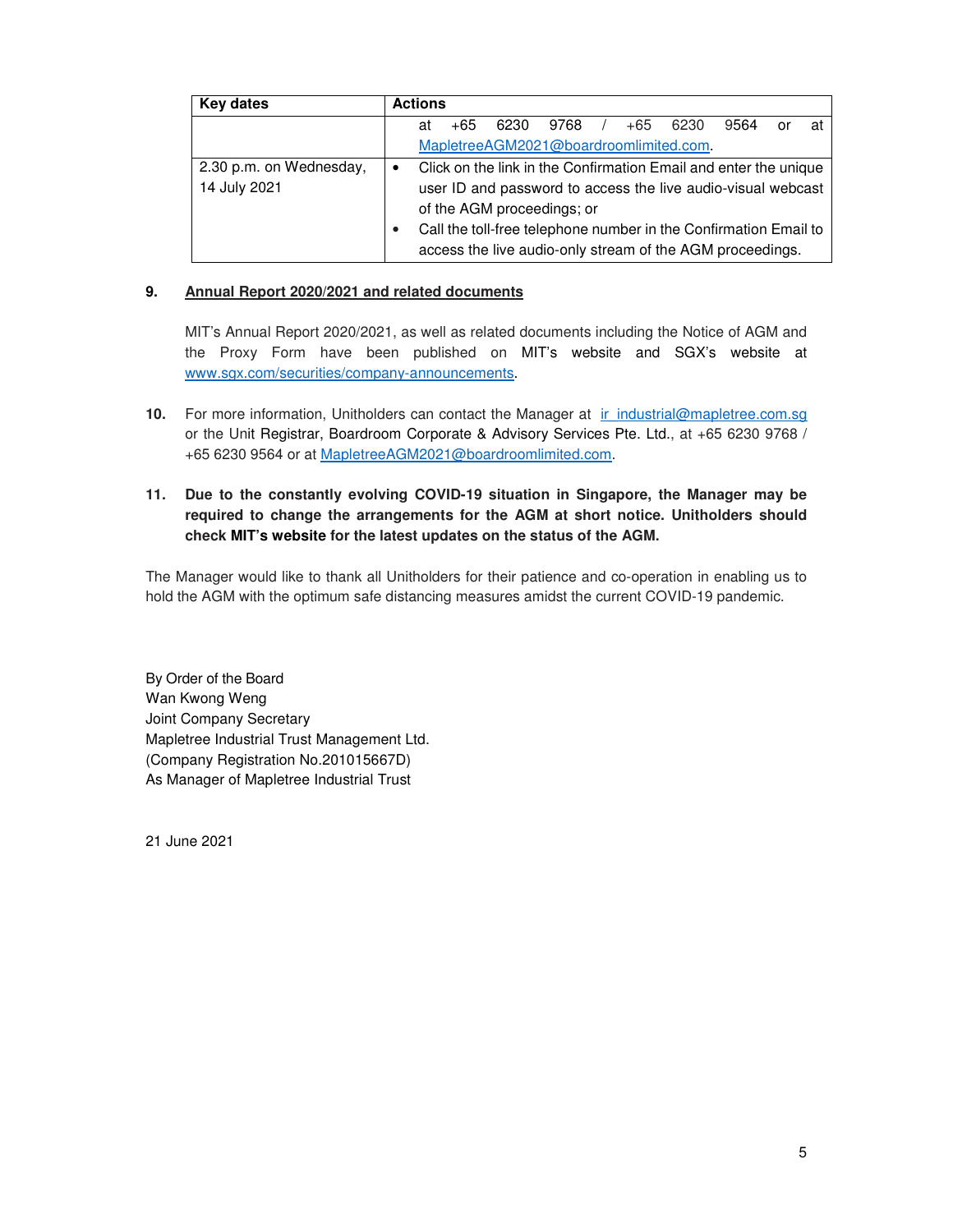| Key dates | Actions |
|---|---|
| | at +65 6230 9768 / +65 6230 9564 or at MapletreeAGM2021@boardroomlimited.com. |
| 2.30 p.m. on Wednesday, 14 July 2021 | • Click on the link in the Confirmation Email and enter the unique user ID and password to access the live audio-visual webcast of the AGM proceedings; or<br>• Call the toll-free telephone number in the Confirmation Email to access the live audio-only stream of the AGM proceedings. |

**9. Annual Report 2020/2021 and related documents**

MIT's Annual Report 2020/2021, as well as related documents including the Notice of AGM and the Proxy Form have been published on MIT's website and SGX's website at www.sgx.com/securities/company-announcements.

**10.** For more information, Unitholders can contact the Manager at ir_industrial@mapletree.com.sg or the Unit Registrar, Boardroom Corporate & Advisory Services Pte. Ltd., at +65 6230 9768 / +65 6230 9564 or at MapletreeAGM2021@boardroomlimited.com.

**11. Due to the constantly evolving COVID-19 situation in Singapore, the Manager may be required to change the arrangements for the AGM at short notice. Unitholders should check MIT's website for the latest updates on the status of the AGM.**

The Manager would like to thank all Unitholders for their patience and co-operation in enabling us to hold the AGM with the optimum safe distancing measures amidst the current COVID-19 pandemic.

By Order of the Board
Wan Kwong Weng
Joint Company Secretary
Mapletree Industrial Trust Management Ltd.
(Company Registration No.201015667D)
As Manager of Mapletree Industrial Trust

21 June 2021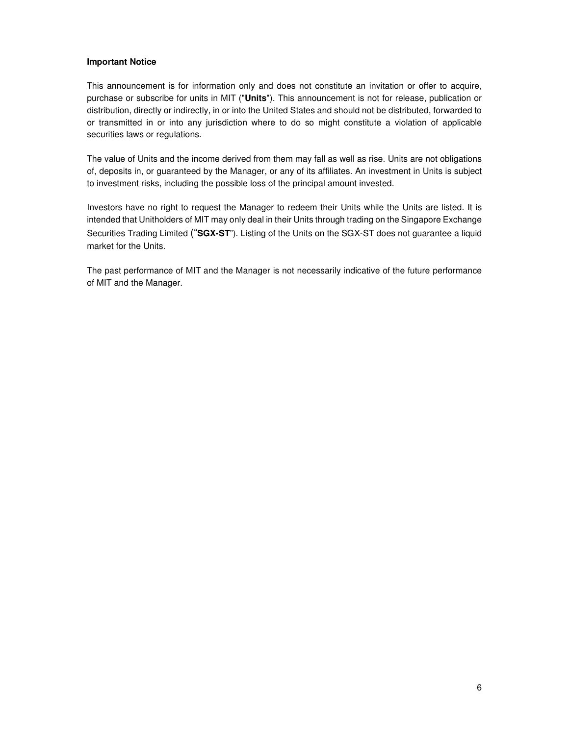**Important Notice**

This announcement is for information only and does not constitute an invitation or offer to acquire, purchase or subscribe for units in MIT ("**Units**"). This announcement is not for release, publication or distribution, directly or indirectly, in or into the United States and should not be distributed, forwarded to or transmitted in or into any jurisdiction where to do so might constitute a violation of applicable securities laws or regulations.

The value of Units and the income derived from them may fall as well as rise. Units are not obligations of, deposits in, or guaranteed by the Manager, or any of its affiliates. An investment in Units is subject to investment risks, including the possible loss of the principal amount invested.

Investors have no right to request the Manager to redeem their Units while the Units are listed. It is intended that Unitholders of MIT may only deal in their Units through trading on the Singapore Exchange Securities Trading Limited ("**SGX-ST**"). Listing of the Units on the SGX-ST does not guarantee a liquid market for the Units.

The past performance of MIT and the Manager is not necessarily indicative of the future performance of MIT and the Manager.